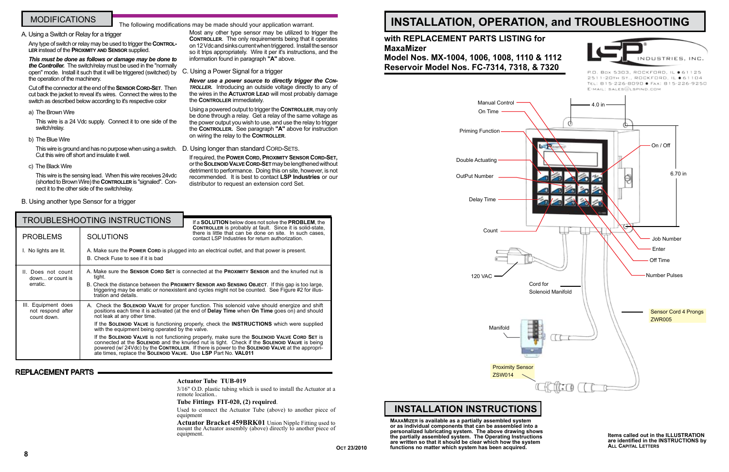## MODIFICATIONS

The following modifications may be made should your application warrant.

A. Using a Switch or Relay for a trigger

Any type of switch or relay may be used to trigger the **CONTROLLER** instead of the **PROXIMITY AND SENSOR** supplied.

***This must be done as follows or damage may be done to the Controller.*** The switch/relay must be used in the "normally open" mode. Install it such that it will be triggered (switched) by the operation of the machinery.

Cut off the connector at the end of the **SENSOR CORD-SET**. Then cut back the jacket to reveal it's wires. Connect the wires to the switch as described below according to it's respective color

a) The Brown Wire

This wire is a 24 Vdc supply. Connect it to one side of the switch/relay.

b) The Blue Wire

This wire is ground and has no purpose when using a switch. Cut this wire off short and insulate it well.

c) The Black Wire

This wire is the sensing lead. When this wire receives 24vdc (shorted to Brown Wire) the **CONTROLLER** is "signaled". Connect it to the other side of the switch/relay.

B. Using another type Sensor for a trigger

Most any other type sensor may be utilized to trigger the **CONTROLLER**. The only requirements being that it operates on 12 Vdc and sinks current when triggered. Install the sensor so it trips appropriately. Wire it per it's instructions, and the information found in paragraph **"A"** above.

C. Using a Power Signal for a trigger

***Never use a power source to directly trigger the CONTROLLER.*** Introducing an outside voltage directly to any of the wires in the **ACTUATOR LEAD** will most probably damage the **CONTROLLER** immediately.

Using a powered output to trigger the **CONTROLLER**, may only be done through a relay. Get a relay of the same voltage as the power output you wish to use, and use the relay to trigger the **CONTROLLER**. See paragraph **"A"** above for instruction on wiring the relay to the **CONTROLLER**.

D. Using longer than standard CORD-SETS.

If required, the **POWER CORD, PROXIMITY SENSOR CORD-SET,** or the **SOLENOID VALVE CORD-SET** may be lengthened without detriment to performance. Doing this on site, however, is not recommended. It is best to contact **LSP Industries** or our distributor to request an extension cord Set.

## TROUBLESHOOTING INSTRUCTIONS

If a **SOLUTION** below does not solve the **PROBLEM**, the **CONTROLLER** is probably at fault. Since it is solid-state, there is little that can be done on site. In such cases, contact LSP Industries for return authorization.

| PROBLEMS | SOLUTIONS |
|---|---|
| I. No lights are lit. | A. Make sure the **POWER CORD** is plugged into an electrical outlet, and that power is present.<br>B. Check Fuse to see if it is bad |
| II. Does not count down... or count is erratic. | A. Make sure the **SENSOR CORD SET** is connected at the **PROXIMITY SENSOR** and the knurled nut is tight.<br>B. Check the distance between the **PROXIMITY SENSOR AND SENSING OBJECT**. If this gap is too large, triggering may be erratic or nonexistent and cycles might not be counted. See Figure #2 for illustration and details. |
| III. Equipment does not respond after count down. | A. Check the **SOLENOID VALVE** for proper function. This solenoid valve should energize and shift positions each time it is activated (at the end of **Delay Time** when **On Time** goes on) and should not leak at any other time.<br>If the **SOLENOID VALVE** is functioning properly, check the **INSTRUCTIONS** which were supplied with the equipment being operated by the valve.<br>If the **SOLENOID VALVE** is not functioning properly, make sure the **SOLENOID VALVE CORD SET** is connected at the **SOLENOID** and the knurled nut is tight. Check if the **SOLENOID VALVE** is being powered (w/ 24Vdc) by the **CONTROLLER**. If there is power to the **SOLENOID VALVE** at the appropriate times, replace the **SOLENOID VALVE**. Use **LSP** Part No. **VAL011** |

## REPLACEMENT PARTS

**Actuator Tube TUB-019**

3/16" O.D. plastic tubing which is used to install the Actuator at a remote location..

**Tube Fittings FIT-020, (2) required**.

Used to connect the Actuator Tube (above) to another piece of equipment

**Actuator Bracket 459BRK01** Union Nipple Fitting used to mount the Actuator assembly (above) directly to another piece of equipment.

OCT 23/2010

# INSTALLATION, OPERATION, and TROUBLESHOOTING

### with REPLACEMENT PARTS LISTING for MaxaMizer
### Model Nos. MX-1004, 1006, 1008, 1110 & 1112
### Reservoir Model Nos. FC-7314, 7318, & 7320

LSP INDUSTRIES, INC.
P.O. Box 5303, ROCKFORD, IL ● 61125
2511-20TH ST., ROCKFORD, IL ● 61104
TEL: 815-226-8090 ● FAX: 815-226-9250
E-MAIL: SALES@LSPIND.COM

Manual Control
On Time
Priming Function
Double Actuating
OutPut Number
Delay Time
Count
120 VAC
Cord for Solenoid Manifold
Manifold
Proximity Sensor ZSW014
4.0 in
On / Off
6.70 in
Job Number
Enter
Off Time
Number Pulses
Sensor Cord 4 Prongs ZWR005

## INSTALLATION INSTRUCTIONS

**MAXAMIZER is available as a partially assembled system or as individual components that can be assembled into a personalized lubricating system. The above drawing shows the partially assembled system. The Operating Instructions are written so that it should be clear which how the system functions no matter which system has been acquired.**

**Items called out in the ILLUSTRATION are identified in the INSTRUCTIONS by ALL CAPITAL LETTERS**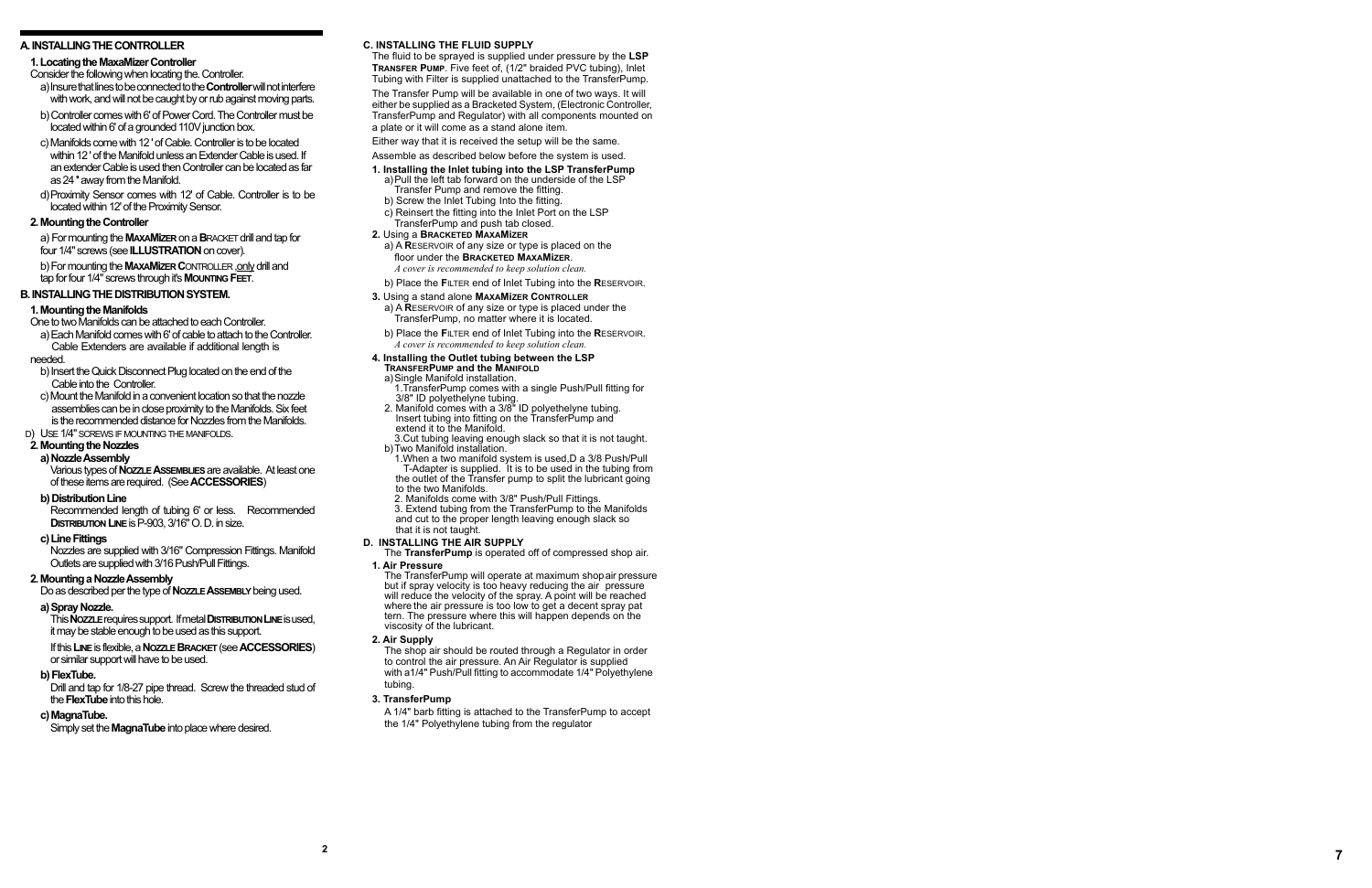## A. INSTALLING THE CONTROLLER

### 1. Locating the MaxaMizer Controller

Consider the following when locating the. Controller.

a) Insure that lines to be connected to the **Controller** will not interfere with work, and will not be caught by or rub against moving parts.

b) Controller comes with 6' of Power Cord. The Controller must be located within 6' of a grounded 110V junction box.

c) Manifolds come with 12 ' of Cable. Controller is to be located within 12 ' of the Manifold unless an Extender Cable is used. If an extender Cable is used then Controller can be located as far as 24 " away from the Manifold.

d) Proximity Sensor comes with 12' of Cable. Controller is to be located within 12' of the Proximity Sensor.

### 2. Mounting the Controller

a) For mounting the **MAXAMIZER** on a BRACKET drill and tap for four 1/4" screws (see **ILLUSTRATION** on cover).

b) For mounting the **MAXAMIZER C**ONTROLLER only drill and tap for four 1/4" screws through it's **MOUNTING FEET**.

## B. INSTALLING THE DISTRIBUTION SYSTEM.

### 1. Mounting the Manifolds

One to two Manifolds can be attached to each Controller.

a) Each Manifold comes with 6' of cable to attach to the Controller. Cable Extenders are available if additional length is needed.

b) Insert the Quick Disconnect Plug located on the end of the Cable into the Controller.

c) Mount the Manifold in a convenient location so that the nozzle assemblies can be in close proximity to the Manifolds. Six feet is the recommended distance for Nozzles from the Manifolds.

d) USE 1/4" SCREWS IF MOUNTING THE MANIFOLDS.

### 2. Mounting the Nozzles

**a) Nozzle Assembly**

Various types of **NOZZLE ASSEMBLIES** are available. At least one of these items are required. (See **ACCESSORIES**)

**b) Distribution Line**

Recommended length of tubing 6' or less. Recommended **DISTRIBUTION LINE** is P-903, 3/16" O. D. in size.

**c) Line Fittings**

Nozzles are supplied with 3/16" Compression Fittings. Manifold Outlets are supplied with 3/16 Push/Pull Fittings.

### 2. Mounting a Nozzle Assembly

Do as described per the type of **NOZZLE ASSEMBLY** being used.

**a) Spray Nozzle.**

This **NOZZLE** requires support. If metal **DISTRIBUTION LINE** is used, it may be stable enough to be used as this support.

If this **LINE** is flexible, a **NOZZLE BRACKET** (see **ACCESSORIES**) or similar support will have to be used.

**b) FlexTube.**

Drill and tap for 1/8-27 pipe thread. Screw the threaded stud of the **FlexTube** into this hole.

**c) MagnaTube.**

Simply set the **MagnaTube** into place where desired.

## C. INSTALLING THE FLUID SUPPLY

The fluid to be sprayed is supplied under pressure by the **LSP TRANSFER PUMP**. Five feet of, (1/2" braided PVC tubing), Inlet Tubing with Filter is supplied unattached to the TransferPump.

The Transfer Pump will be available in one of two ways. It will either be supplied as a Bracketed System, (Electronic Controller, TransferPump and Regulator) with all components mounted on a plate or it will come as a stand alone item.

Either way that it is received the setup will be the same.

Assemble as described below before the system is used.

**1. Installing the Inlet tubing into the LSP TransferPump**

a) Pull the left tab forward on the underside of the LSP Transfer Pump and remove the fitting.

b) Screw the Inlet Tubing Into the fitting.

c) Reinsert the fitting into the Inlet Port on the LSP TransferPump and push tab closed.

**2.** Using a **BRACKETED MAXAMIZER**

a) A **R**ESERVOIR of any size or type is placed on the floor under the **BRACKETED MAXAMIZER**.
*A cover is recommended to keep solution clean.*

b) Place the **F**ILTER end of Inlet Tubing into the **R**ESERVOIR.

**3.** Using a stand alone **MAXAMIZER CONTROLLER**

a) A **R**ESERVOIR of any size or type is placed under the TransferPump, no matter where it is located.

b) Place the **F**ILTER end of Inlet Tubing into the **R**ESERVOIR.
*A cover is recommended to keep solution clean.*

**4. Installing the Outlet tubing between the LSP TRANSFERPUMP and the MANIFOLD**

a) Single Manifold installation.

1. TransferPump comes with a single Push/Pull fitting for 3/8" ID polyethelyne tubing.
2. Manifold comes with a 3/8" ID polyethelyne tubing. Insert tubing into fitting on the TransferPump and extend it to the Manifold.
3. Cut tubing leaving enough slack so that it is not taught.

b) Two Manifold installation.

1. When a two manifold system is used,D a 3/8 Push/Pull T-Adapter is supplied. It is to be used in the tubing from the outlet of the Transfer pump to split the lubricant going to the two Manifolds.
2. Manifolds come with 3/8" Push/Pull Fittings.
3. Extend tubing from the TransferPump to the Manifolds and cut to the proper length leaving enough slack so that it is not taught.

## D. INSTALLING THE AIR SUPPLY

The **TransferPump** is operated off of compressed shop air.

**1. Air Pressure**

The TransferPump will operate at maximum shop air pressure but if spray velocity is too heavy reducing the air pressure will reduce the velocity of the spray. A point will be reached where the air pressure is too low to get a decent spray pattern. The pressure where this will happen depends on the viscosity of the lubricant.

**2. Air Supply**

The shop air should be routed through a Regulator in order to control the air pressure. An Air Regulator is supplied with a1/4" Push/Pull fitting to accommodate 1/4" Polyethylene tubing.

**3. TransferPump**

A 1/4" barb fitting is attached to the TransferPump to accept the 1/4" Polyethylene tubing from the regulator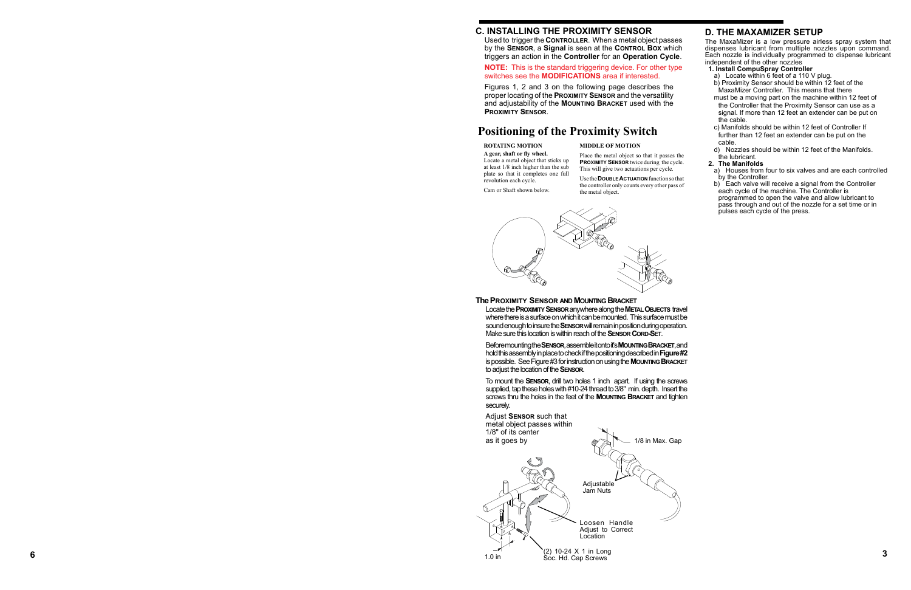## C. INSTALLING THE PROXIMITY SENSOR

Used to trigger the **CONTROLLER**. When a metal object passes by the **SENSOR**, a **Signal** is seen at the **CONTROL BOX** which triggers an action in the **Controller** for an **Operation Cycle**.

**NOTE:** This is the standard triggering device. For other type switches see the **MODIFICATIONS** area if interested.

Figures 1, 2 and 3 on the following page describes the proper locating of the **PROXIMITY SENSOR** and the versatility and adjustability of the **MOUNTING BRACKET** used with the **PROXIMITY SENSOR**.

# Positioning of the Proximity Switch

**ROTATING MOTION**

**A gear, shaft or fly wheel.**
Locate a metal object that sticks up at least 1/8 inch higher than the sub plate so that it completes one full revolution each cycle.

Cam or Shaft shown below.

**MIDDLE OF MOTION**

Place the metal object so that it passes the **PROXIMITY SENSOR** twice during the cycle. This will give two actuations per cycle.

Use the **DOUBLE ACTUATION** function so that the controller only counts every other pass of the metal object.

### The PROXIMITY SENSOR AND MOUNTING BRACKET

Locate the **PROXIMITY SENSOR** anywhere along the **METAL OBJECTS** travel where there is a surface on which it can be mounted. This surface must be sound enough to insure the **SENSOR** will remain in position during operation. Make sure this location is within reach of the **SENSOR CORD-SET**.

Before mounting the **SENSOR**, assemble it onto it's **MOUNTING BRACKET**, and hold this assembly in place to check if the positioning described in **Figure #2** is possible. See Figure #3 for instruction on using the **MOUNTING BRACKET** to adjust the location of the **SENSOR**.

To mount the **SENSOR**, drill two holes 1 inch apart. If using the screws supplied, tap these holes with #10-24 thread to 3/8" min. depth. Insert the screws thru the holes in the feet of the **MOUNTING BRACKET** and tighten securely.

Adjust **SENSOR** such that metal object passes within 1/8" of its center as it goes by

1/8 in Max. Gap

Adjustable Jam Nuts

Loosen Handle Adjust to Correct Location

(2) 10-24 X 1 in Long Soc. Hd. Cap Screws

1.0 in

## D. THE MAXAMIZER SETUP

The MaxaMizer is a low pressure airless spray system that dispenses lubricant from multiple nozzles upon command. Each nozzle is individually programmed to dispense lubricant independent of the other nozzles

**1. Install CompuSpray Controller**

a) Locate within 6 feet of a 110 V plug.

b) Proximity Sensor should be within 12 feet of the MaxaMizer Controller. This means that there must be a moving part on the machine within 12 feet of the Controller that the Proximity Sensor can use as a signal. If more than 12 feet an extender can be put on the cable.

c) Manifolds should be within 12 feet of Controller If further than 12 feet an extender can be put on the cable.

d) Nozzles should be within 12 feet of the Manifolds. the lubricant.

**2. The Manifolds**

a) Houses from four to six valves and are each controlled by the Controller.

b) Each valve will receive a signal from the Controller each cycle of the machine. The Controller is programmed to open the valve and allow lubricant to pass through and out of the nozzle for a set time or in pulses each cycle of the press.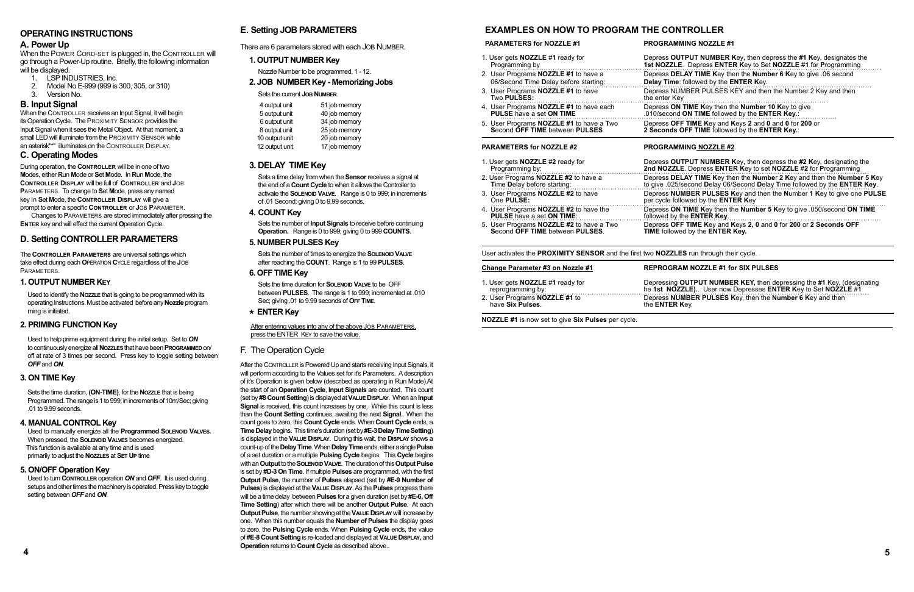## OPERATING INSTRUCTIONS

### A. Power Up

When the POWER CORD-SET is plugged in, the CONTROLLER will go through a Power-Up routine. Briefly, the following information will be displayed.

1. LSP INDUSTRIES, Inc.
2. Model No E-999 (999 is 300, 305, or 310)
3. Version No.

### B. Input Signal

When the CONTROLLER receives an Input Signal, it will begin its Operation Cycle. The PROXIMITY SENSOR provides the Input Signal when it sees the Metal Object. At that moment, a small LED will illuminate from the PROXIMITY SENSOR while an asterisk"*" illuminates on the CONTROLLER DISPLAY.

### C. Operating Modes

During operation, the **CONTROLLER** will be in one of two **M**odes, either **R**un **M**ode or **S**et **M**ode. In **R**un **M**ode, the **CONTROLLER DISPLAY** will be full of **CONTROLLER** and **J**OB **P**ARAMETERS. To change to **S**et **M**ode, press any named key In **S**et **M**ode, the **CONTROLLER DISPLAY** will give a prompt to enter a specific **CONTROLLER** or **J**OB **P**ARAMETER.

Changes to **P**ARAMETERS are stored immediately after pressing the **ENTER** key and will effect the current **O**peration **C**ycle.

### D. Setting CONTROLLER PARAMETERS

The **CONTROLLER PARAMETERS** are universal settings which take effect during each **O**PERATION **C**YCLE regardless of the **J**OB PARAMETERS.

#### 1. OUTPUT NUMBER KEY

Used to identify the **NOZZLE** that is going to be programmed with its operating Instructions. Must be activated before any **Nozzle** program ming is initiated.

#### 2. PRIMING FUNCTION Key

Used to help prime equipment during the initial setup. Set to ***ON*** to continuously energize all **NOZZLES** that have been **PROGRAMMED** on/off at rate of 3 times per second. Press key to toggle setting between ***OFF*** and ***ON***.

#### 3. ON TIME Key

Sets the time duration, **(ON-TIME)**, for the **NOZZLE** that is being Programmed. The range is 1 to 999; in increments of 10m/Sec; giving .01 to 9.99 seconds.

#### 4. MANUAL CONTROL Key

Used to manually energize all the **Programmed SOLENOID VALVES.** When pressed, the **SOLENOID VALVES** becomes energized. This function is available at any time and is used primarily to adjust the **NOZZLES** at **SET UP** time

#### 5. ON/OFF Operation Key

Used to turn **CONTROLLER** operation ***ON*** and ***OFF***. It is used during setups and other times the machinery is operated. Press key to toggle setting between ***OFF*** and ***ON***.

### E. Setting JOB PARAMETERS

There are 6 parameters stored with each JOB NUMBER.

#### 1. OUTPUT NUMBER Key

Nozzle Number to be programmed, 1 - 12.

#### 2. JOB NUMBER Key - Memorizing Jobs

Sets the current **JOB NUMBER**.

| | |
|---|---|
| 4 output unit | 51 job memory |
| 5 output unit | 40 job memory |
| 6 output unit | 34 job memory |
| 8 output unit | 25 job memory |
| 10 output unit | 20 job memory |
| 12 output unit | 17 job memory |

#### 3. DELAY TIME Key

Sets a time delay from when the **Sensor** receives a signal at the end of a **Count Cycle** to when it allows the Controller to activate the **SOLENOID VALVE**. Range is 0 to 999; in increments of .01 Second; giving 0 to 9.99 seconds.

#### 4. COUNT Key

Sets the number of **Input Signals** to receive before continuing **Operation.** Range is 0 to 999; giving 0 to 999 **COUNTS**.

#### 5. NUMBER PULSES Key

Sets the number of times to energize the **SOLENOID VALVE** after reaching the **COUNT**. Range is 1 to 99 **PULSES**.

#### 6. OFF TIME Key

Sets the time duration for **SOLENOID VALVE** to be OFF between **PULSES**. The range is 1 to 999; incremented at .010 Sec; giving .01 to 9.99 seconds of **OFF TIME**.

#### * ENTER Key

After entering values into any of the above JOB PARAMETERS, press the ENTER KEY to save the value.

### F. The Operation Cycle

After the CONTROLLER is Powered Up and starts receiving Input Signals, it will perform according to the Values set for it's Parameters. A description of it's Operation is given below (described as operating in Run Mode).At the start of an **Operation Cycle**, **Input Signals** are counted. This count (set by **#8 Count Setting**) is displayed at **VALUE DISPLAY**. When an **Input Signal** is received, this count increases by one. While this count is less than the **Count Setting** continues, awaiting the next **Signal**. When the count goes to zero, this **Count Cycle** ends. When **Count Cycle** ends, a **Time Delay** begins. This time's duration (set by **#E-3 Delay Time Setting**) is displayed in the **VALUE DISPLAY**. During this wait, the **DISPLAY** shows a count-up of the **Delay Time**. When **Delay Time** ends, either a single **Pulse** of a set duration or a multiple **Pulsing Cycle** begins. This **Cycle** begins with an **Output** to the **SOLENOID VALVE**. The duration of this **Output Pulse** is set by **#D-3 On Time**. If multiple **Pulses** are programmed, with the first **Output Pulse**, the number of **Pulses** elapsed (set by **#E-9 Number of Pulses**) is displayed at the **VALUE DISPLAY**. As the **Pulses** progress there will be a time delay between **Pulses** for a given duration (set by **#E-6, Off Time Setting**) after which there will be another **Output Pulse**. At each **Output Pulse**, the number showing at the **VALUE DISPLAY** will increase by one. When this number equals the **Number of Pulses** the display goes to zero, the **Pulsing Cycle** ends. When **Pulsing Cycle** ends, the value of **#E-8 Count Setting** is re-loaded and displayed at **VALUE DISPLAY,** and **Operation** returns to **Count Cycle** as described above..

## EXAMPLES ON HOW TO PROGRAM THE CONTROLLER

| PARAMETERS for NOZZLE #1 | PROGRAMMING NOZZLE #1 |
|---|---|
| 1. User gets **NOZZLE #1** ready for Programming by | Depress **OUTPUT NUMBER K**ey, then depress the **#1 K**ey, designates the **1st NOZZLE**. Depress **ENTER K**ey to Set **NOZZLE #1** for **P**rogramming |
| 2. User Programs **NOZZLE #1** to have a 06/Second **T**ime **D**elay before starting: | Depress **DELAY TIME K**ey then the **Number 6 K**ey to give .06 second **Delay Time**: followed by the **ENTER K**ey. |
| 3. User Programs **NOZZLE #1** to have Two **PULSES:** | Depress NUMBER PULSES KEY and then the Number 2 Key and then the enter Key |
| 4. User Programs **NOZZLE #1** to have each **PULSE** have a set **ON TIME** | Depress **ON TIME K**ey then the **Number 10 K**ey to give .010/second **ON TIME** followed by the **ENTER Key**.: |
| 5. User Programs **NOZZLE #1** to have a **T**wo **S**econd **OFF TIME** between **PULSES** | Depress **OFF TIME K**ey and **K**eys **2** and **0** and **0** for **200** or **2 Seconds OFF TIME** followed by the **ENTER Key.**: |

| PARAMETERS for NOZZLE #2 | PROGRAMMING NOZZLE #2 |
|---|---|
| 1. User gets **NOZZLE #2** ready for Programming by: | Depress **OUTPUT NUMBER K**ey, then depress the **#2 K**ey, designating the **2nd NOZZLE**. Depress **ENTER K**ey to set **NOZZLE #2** for **P**rogramming |
| 2. User Programs **NOZZLE #2** to have a **T**ime **D**elay before starting: | Depress **DELAY TIME K**ey then the **Numbe**r **2 K**ey and then the **Number 5 K**ey to give .025/second **D**elay 06/Second **D**elay **T**ime followed by the **ENTER Key**. |
| 3. User Programs **NOZZLE #2** to have One **PULSE:** | Depress **NUMBER PULSES K**ey and then the **N**umber **1 K**ey to give one **PULSE** per cycle followed by the **ENTER K**ey |
| 4. User Programs **NOZZLE #2** to have the **PULSE** have a set **ON TIME**: | Depress **ON TIME K**ey then the **Number 5 K**ey to give .050/second **ON TIME** followed by the **ENTER Key**. |
| 5. User Programs **NOZZLE #2** to have a **T**wo **S**econd **OFF TIME** between **PULSES**. | Depress **OFF TIME K**ey and **K**eys **2, 0** and **0** for **200** or **2 Seconds OFF TIME** followed by the **ENTER Key.** |

User activates the **PROXIMITY SENSOR** and the first two **NOZZLES** run through their cycle.

| Change Parameter #3 on Nozzle #1 | REPROGRAM NOZZLE #1 for SIX PULSES |
|---|---|
| 1. User gets **NOZZLE #1** ready for reprogramming by: | Depressing **OUTPUT NUMBER KEY,** then depressing the **#1** Key, (designating he **1st NOZZLE).** User now Depresses **ENTER K**ey to Set **NOZZLE #1** |
| 2. User Programs **NOZZLE #1** to have **Six Pulses**. | Depress **NUMBER PULSES K**ey, then the **Number 6 K**ey and then the **ENTER K**ey. |

**NOZZLE #1** is now set to give **Six Pulses** per cycle.